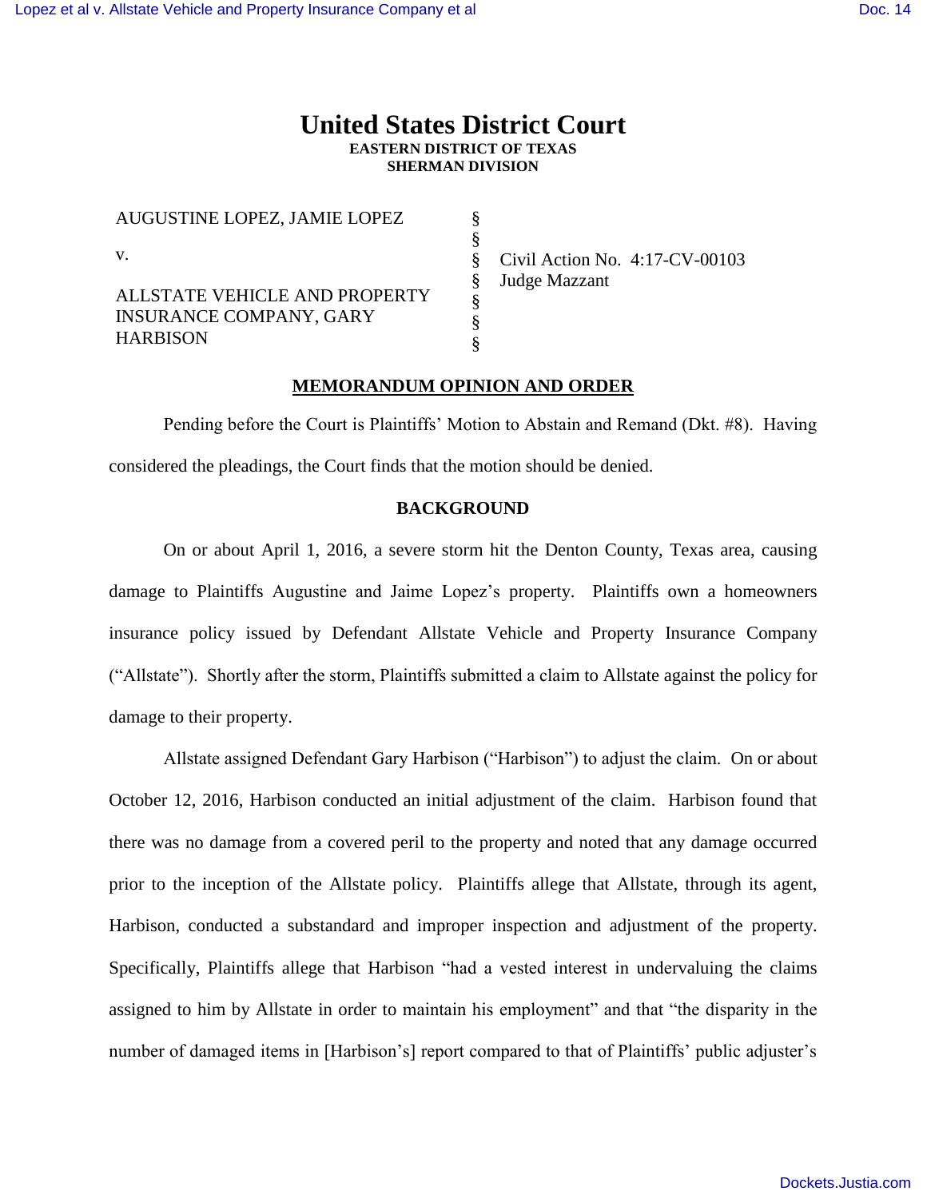# United States District Court

**EASTERN DISTRICT OF TEXAS**
**SHERMAN DIVISION**

| | | |
|---|---|---|
| AUGUSTINE LOPEZ, JAMIE LOPEZ | § | |
| | § | |
| v. | § | Civil Action No. 4:17-CV-00103 |
| | § | Judge Mazzant |
| ALLSTATE VEHICLE AND PROPERTY INSURANCE COMPANY, GARY HARBISON | § | |
| | § | |
| | § | |

## MEMORANDUM OPINION AND ORDER

Pending before the Court is Plaintiffs' Motion to Abstain and Remand (Dkt. #8). Having considered the pleadings, the Court finds that the motion should be denied.

### BACKGROUND

On or about April 1, 2016, a severe storm hit the Denton County, Texas area, causing damage to Plaintiffs Augustine and Jaime Lopez's property. Plaintiffs own a homeowners insurance policy issued by Defendant Allstate Vehicle and Property Insurance Company ("Allstate"). Shortly after the storm, Plaintiffs submitted a claim to Allstate against the policy for damage to their property.

Allstate assigned Defendant Gary Harbison ("Harbison") to adjust the claim. On or about October 12, 2016, Harbison conducted an initial adjustment of the claim. Harbison found that there was no damage from a covered peril to the property and noted that any damage occurred prior to the inception of the Allstate policy. Plaintiffs allege that Allstate, through its agent, Harbison, conducted a substandard and improper inspection and adjustment of the property. Specifically, Plaintiffs allege that Harbison "had a vested interest in undervaluing the claims assigned to him by Allstate in order to maintain his employment" and that "the disparity in the number of damaged items in [Harbison's] report compared to that of Plaintiffs' public adjuster's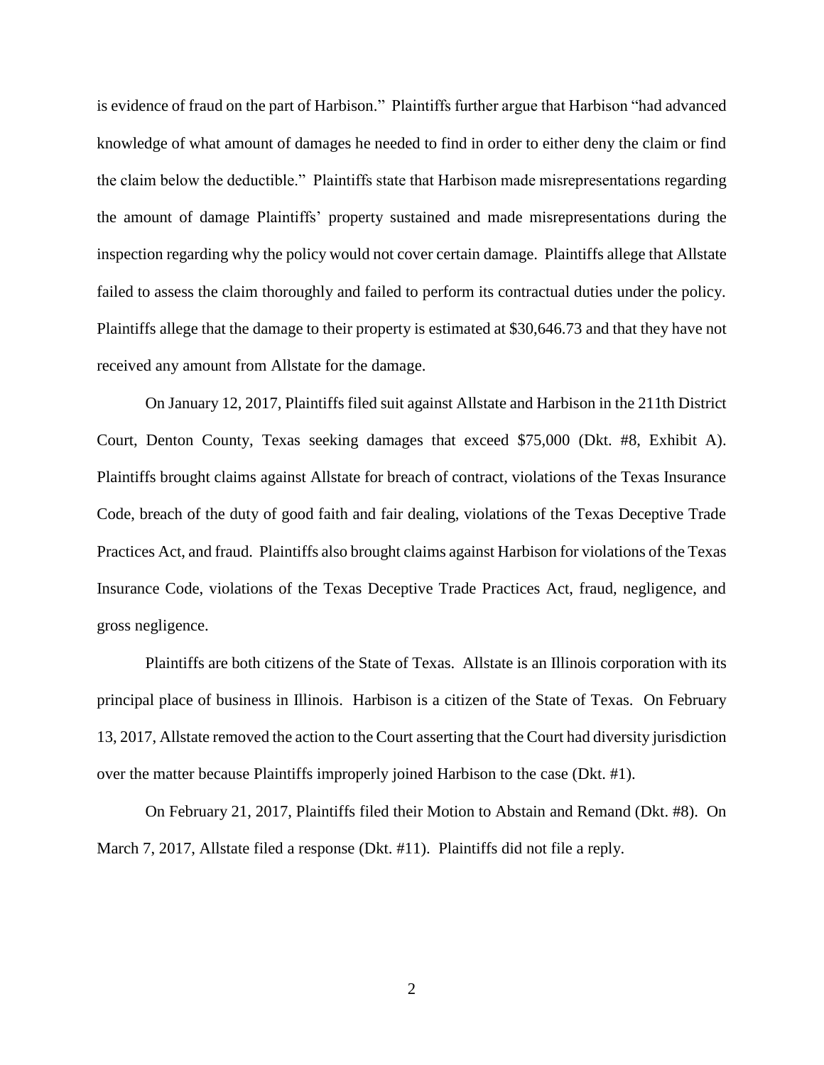is evidence of fraud on the part of Harbison." Plaintiffs further argue that Harbison "had advanced knowledge of what amount of damages he needed to find in order to either deny the claim or find the claim below the deductible." Plaintiffs state that Harbison made misrepresentations regarding the amount of damage Plaintiffs' property sustained and made misrepresentations during the inspection regarding why the policy would not cover certain damage. Plaintiffs allege that Allstate failed to assess the claim thoroughly and failed to perform its contractual duties under the policy. Plaintiffs allege that the damage to their property is estimated at $30,646.73 and that they have not received any amount from Allstate for the damage.

On January 12, 2017, Plaintiffs filed suit against Allstate and Harbison in the 211th District Court, Denton County, Texas seeking damages that exceed $75,000 (Dkt. #8, Exhibit A). Plaintiffs brought claims against Allstate for breach of contract, violations of the Texas Insurance Code, breach of the duty of good faith and fair dealing, violations of the Texas Deceptive Trade Practices Act, and fraud. Plaintiffs also brought claims against Harbison for violations of the Texas Insurance Code, violations of the Texas Deceptive Trade Practices Act, fraud, negligence, and gross negligence.

Plaintiffs are both citizens of the State of Texas. Allstate is an Illinois corporation with its principal place of business in Illinois. Harbison is a citizen of the State of Texas. On February 13, 2017, Allstate removed the action to the Court asserting that the Court had diversity jurisdiction over the matter because Plaintiffs improperly joined Harbison to the case (Dkt. #1).

On February 21, 2017, Plaintiffs filed their Motion to Abstain and Remand (Dkt. #8). On March 7, 2017, Allstate filed a response (Dkt. #11). Plaintiffs did not file a reply.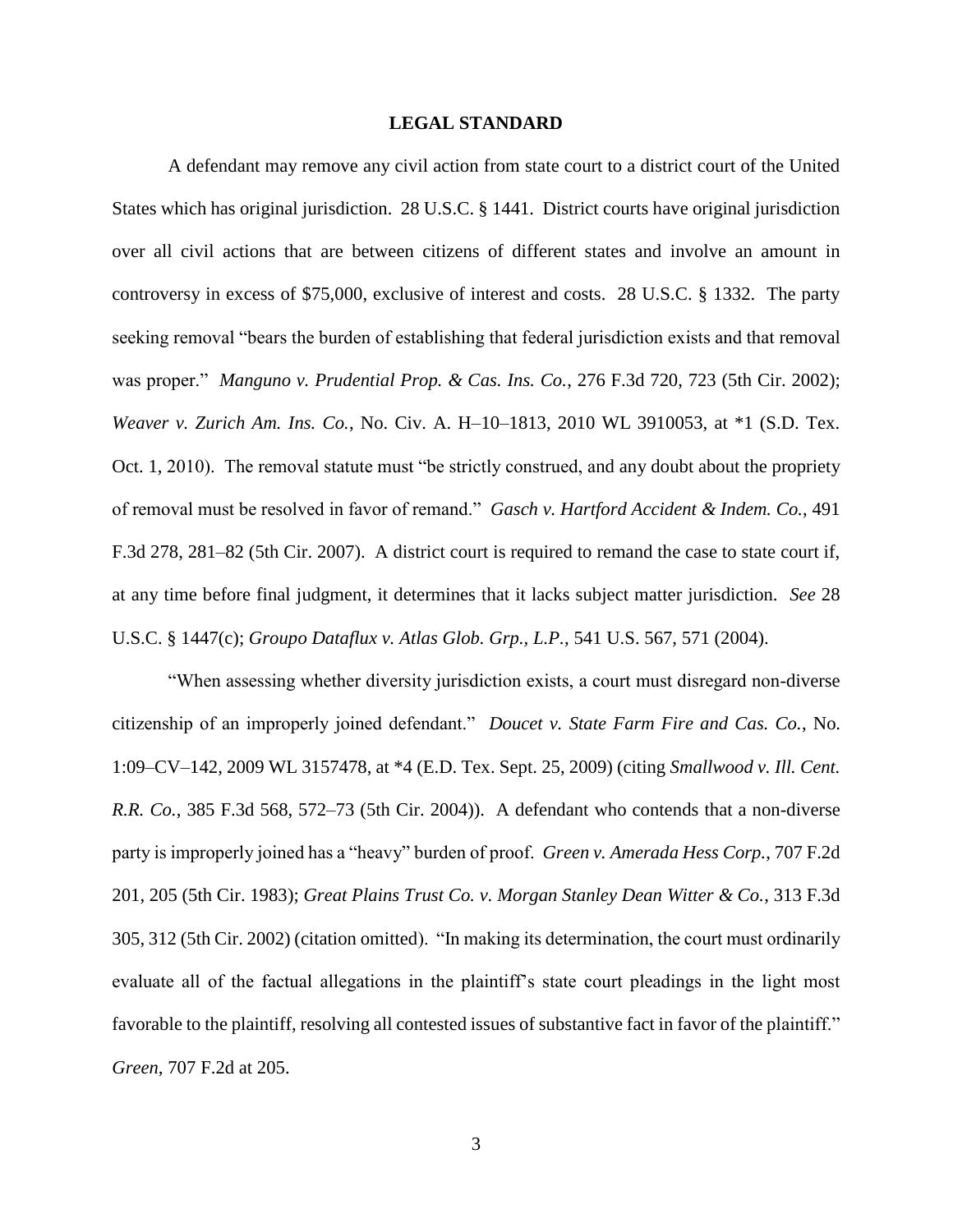## LEGAL STANDARD

A defendant may remove any civil action from state court to a district court of the United States which has original jurisdiction. 28 U.S.C. § 1441. District courts have original jurisdiction over all civil actions that are between citizens of different states and involve an amount in controversy in excess of $75,000, exclusive of interest and costs. 28 U.S.C. § 1332. The party seeking removal "bears the burden of establishing that federal jurisdiction exists and that removal was proper." *Manguno v. Prudential Prop. & Cas. Ins. Co.*, 276 F.3d 720, 723 (5th Cir. 2002); *Weaver v. Zurich Am. Ins. Co.*, No. Civ. A. H–10–1813, 2010 WL 3910053, at *1 (S.D. Tex. Oct. 1, 2010). The removal statute must "be strictly construed, and any doubt about the propriety of removal must be resolved in favor of remand." *Gasch v. Hartford Accident & Indem. Co.*, 491 F.3d 278, 281–82 (5th Cir. 2007). A district court is required to remand the case to state court if, at any time before final judgment, it determines that it lacks subject matter jurisdiction. *See* 28 U.S.C. § 1447(c); *Groupo Dataflux v. Atlas Glob. Grp., L.P.*, 541 U.S. 567, 571 (2004).

"When assessing whether diversity jurisdiction exists, a court must disregard non-diverse citizenship of an improperly joined defendant." *Doucet v. State Farm Fire and Cas. Co.*, No. 1:09–CV–142, 2009 WL 3157478, at *4 (E.D. Tex. Sept. 25, 2009) (citing *Smallwood v. Ill. Cent. R.R. Co.*, 385 F.3d 568, 572–73 (5th Cir. 2004)). A defendant who contends that a non-diverse party is improperly joined has a "heavy" burden of proof. *Green v. Amerada Hess Corp.*, 707 F.2d 201, 205 (5th Cir. 1983); *Great Plains Trust Co. v. Morgan Stanley Dean Witter & Co.*, 313 F.3d 305, 312 (5th Cir. 2002) (citation omitted). "In making its determination, the court must ordinarily evaluate all of the factual allegations in the plaintiff's state court pleadings in the light most favorable to the plaintiff, resolving all contested issues of substantive fact in favor of the plaintiff." *Green*, 707 F.2d at 205.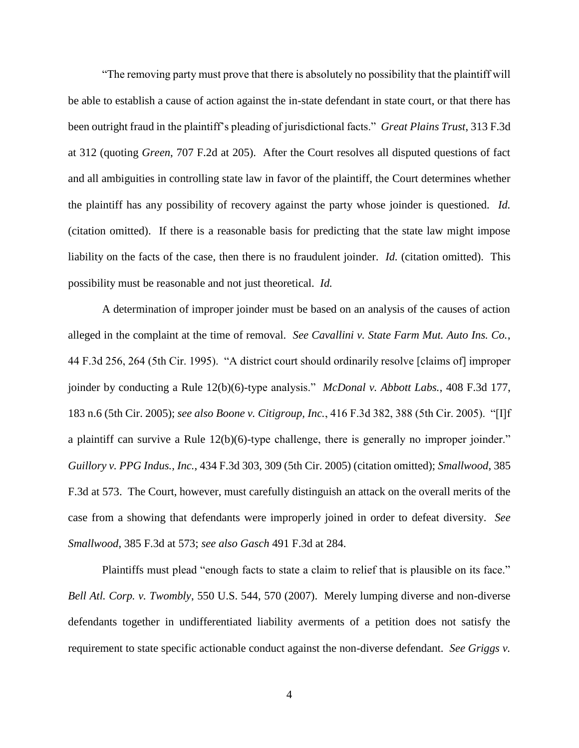"The removing party must prove that there is absolutely no possibility that the plaintiff will be able to establish a cause of action against the in-state defendant in state court, or that there has been outright fraud in the plaintiff's pleading of jurisdictional facts." *Great Plains Trust*, 313 F.3d at 312 (quoting *Green*, 707 F.2d at 205). After the Court resolves all disputed questions of fact and all ambiguities in controlling state law in favor of the plaintiff, the Court determines whether the plaintiff has any possibility of recovery against the party whose joinder is questioned. *Id.* (citation omitted). If there is a reasonable basis for predicting that the state law might impose liability on the facts of the case, then there is no fraudulent joinder. *Id.* (citation omitted). This possibility must be reasonable and not just theoretical. *Id.*

A determination of improper joinder must be based on an analysis of the causes of action alleged in the complaint at the time of removal. *See Cavallini v. State Farm Mut. Auto Ins. Co.*, 44 F.3d 256, 264 (5th Cir. 1995). "A district court should ordinarily resolve [claims of] improper joinder by conducting a Rule 12(b)(6)-type analysis." *McDonal v. Abbott Labs.*, 408 F.3d 177, 183 n.6 (5th Cir. 2005); *see also Boone v. Citigroup, Inc.*, 416 F.3d 382, 388 (5th Cir. 2005). "[I]f a plaintiff can survive a Rule 12(b)(6)-type challenge, there is generally no improper joinder." *Guillory v. PPG Indus., Inc.*, 434 F.3d 303, 309 (5th Cir. 2005) (citation omitted); *Smallwood*, 385 F.3d at 573. The Court, however, must carefully distinguish an attack on the overall merits of the case from a showing that defendants were improperly joined in order to defeat diversity. *See Smallwood*, 385 F.3d at 573; *see also Gasch* 491 F.3d at 284.

Plaintiffs must plead "enough facts to state a claim to relief that is plausible on its face." *Bell Atl. Corp. v. Twombly*, 550 U.S. 544, 570 (2007). Merely lumping diverse and non-diverse defendants together in undifferentiated liability averments of a petition does not satisfy the requirement to state specific actionable conduct against the non-diverse defendant. *See Griggs v.*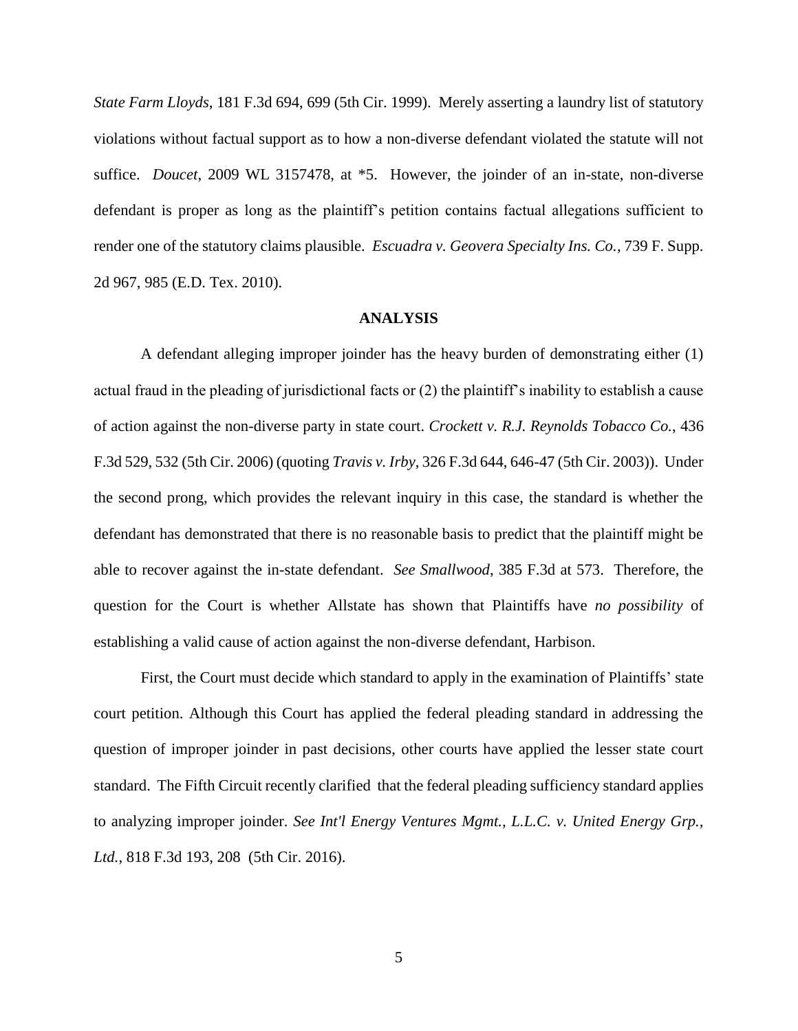*State Farm Lloyds*, 181 F.3d 694, 699 (5th Cir. 1999). Merely asserting a laundry list of statutory violations without factual support as to how a non-diverse defendant violated the statute will not suffice. *Doucet*, 2009 WL 3157478, at *5. However, the joinder of an in-state, non-diverse defendant is proper as long as the plaintiff's petition contains factual allegations sufficient to render one of the statutory claims plausible. *Escuadra v. Geovera Specialty Ins. Co.*, 739 F. Supp. 2d 967, 985 (E.D. Tex. 2010).

## ANALYSIS

A defendant alleging improper joinder has the heavy burden of demonstrating either (1) actual fraud in the pleading of jurisdictional facts or (2) the plaintiff's inability to establish a cause of action against the non-diverse party in state court. *Crockett v. R.J. Reynolds Tobacco Co.*, 436 F.3d 529, 532 (5th Cir. 2006) (quoting *Travis v. Irby*, 326 F.3d 644, 646-47 (5th Cir. 2003)). Under the second prong, which provides the relevant inquiry in this case, the standard is whether the defendant has demonstrated that there is no reasonable basis to predict that the plaintiff might be able to recover against the in-state defendant. *See Smallwood*, 385 F.3d at 573. Therefore, the question for the Court is whether Allstate has shown that Plaintiffs have *no possibility* of establishing a valid cause of action against the non-diverse defendant, Harbison.

First, the Court must decide which standard to apply in the examination of Plaintiffs' state court petition. Although this Court has applied the federal pleading standard in addressing the question of improper joinder in past decisions, other courts have applied the lesser state court standard. The Fifth Circuit recently clarified that the federal pleading sufficiency standard applies to analyzing improper joinder. *See Int'l Energy Ventures Mgmt., L.L.C. v. United Energy Grp., Ltd.*, 818 F.3d 193, 208 (5th Cir. 2016).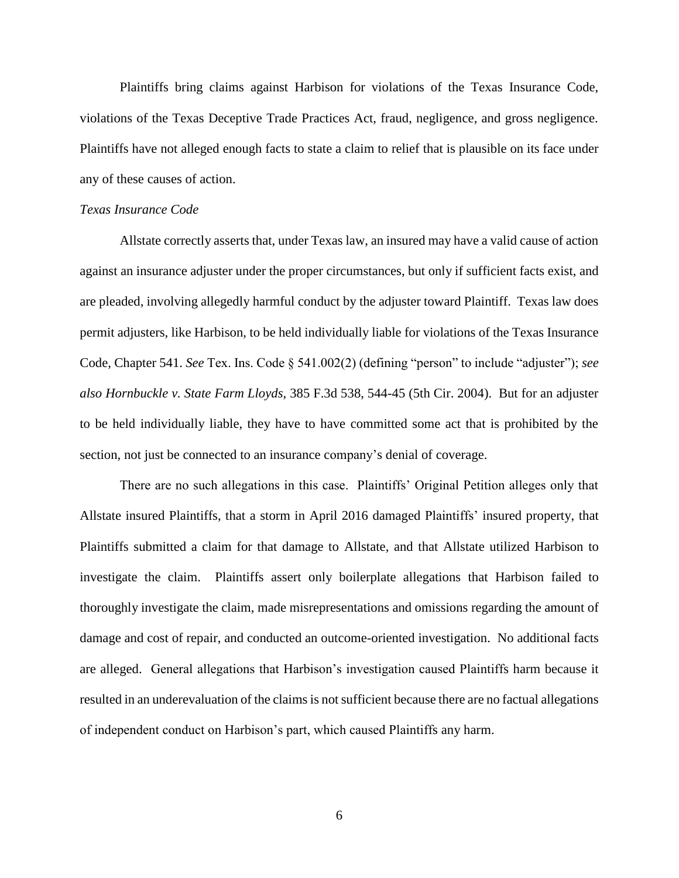Plaintiffs bring claims against Harbison for violations of the Texas Insurance Code, violations of the Texas Deceptive Trade Practices Act, fraud, negligence, and gross negligence. Plaintiffs have not alleged enough facts to state a claim to relief that is plausible on its face under any of these causes of action.

*Texas Insurance Code*

Allstate correctly asserts that, under Texas law, an insured may have a valid cause of action against an insurance adjuster under the proper circumstances, but only if sufficient facts exist, and are pleaded, involving allegedly harmful conduct by the adjuster toward Plaintiff. Texas law does permit adjusters, like Harbison, to be held individually liable for violations of the Texas Insurance Code, Chapter 541. *See* Tex. Ins. Code § 541.002(2) (defining "person" to include "adjuster"); *see also Hornbuckle v. State Farm Lloyds*, 385 F.3d 538, 544-45 (5th Cir. 2004). But for an adjuster to be held individually liable, they have to have committed some act that is prohibited by the section, not just be connected to an insurance company's denial of coverage.

There are no such allegations in this case. Plaintiffs' Original Petition alleges only that Allstate insured Plaintiffs, that a storm in April 2016 damaged Plaintiffs' insured property, that Plaintiffs submitted a claim for that damage to Allstate, and that Allstate utilized Harbison to investigate the claim. Plaintiffs assert only boilerplate allegations that Harbison failed to thoroughly investigate the claim, made misrepresentations and omissions regarding the amount of damage and cost of repair, and conducted an outcome-oriented investigation. No additional facts are alleged. General allegations that Harbison's investigation caused Plaintiffs harm because it resulted in an underevaluation of the claims is not sufficient because there are no factual allegations of independent conduct on Harbison's part, which caused Plaintiffs any harm.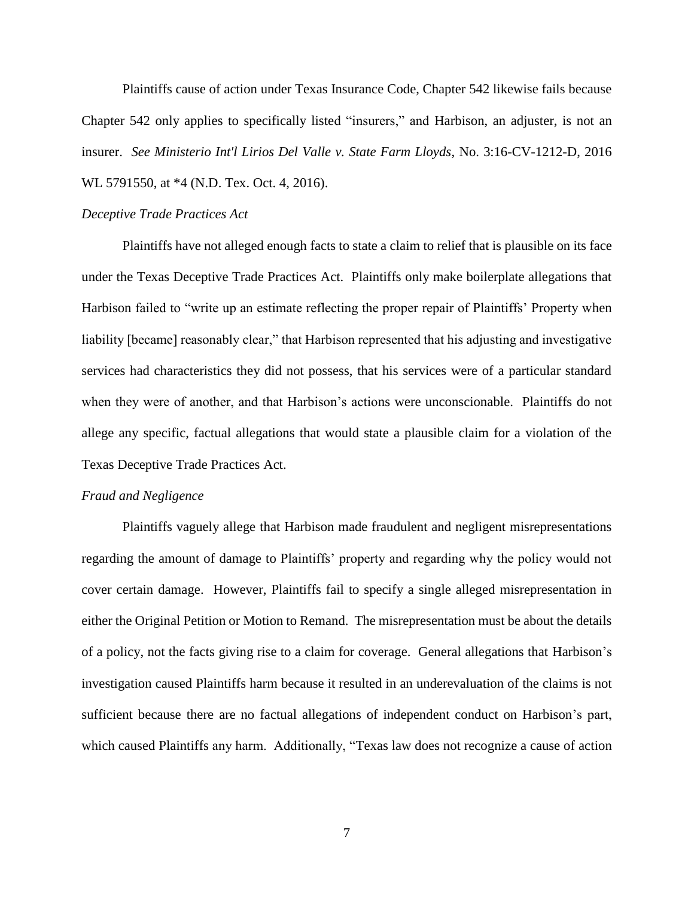Plaintiffs cause of action under Texas Insurance Code, Chapter 542 likewise fails because Chapter 542 only applies to specifically listed "insurers," and Harbison, an adjuster, is not an insurer. *See Ministerio Int'l Lirios Del Valle v. State Farm Lloyds*, No. 3:16-CV-1212-D, 2016 WL 5791550, at *4 (N.D. Tex. Oct. 4, 2016).

*Deceptive Trade Practices Act*

Plaintiffs have not alleged enough facts to state a claim to relief that is plausible on its face under the Texas Deceptive Trade Practices Act. Plaintiffs only make boilerplate allegations that Harbison failed to "write up an estimate reflecting the proper repair of Plaintiffs' Property when liability [became] reasonably clear," that Harbison represented that his adjusting and investigative services had characteristics they did not possess, that his services were of a particular standard when they were of another, and that Harbison's actions were unconscionable. Plaintiffs do not allege any specific, factual allegations that would state a plausible claim for a violation of the Texas Deceptive Trade Practices Act.

*Fraud and Negligence*

Plaintiffs vaguely allege that Harbison made fraudulent and negligent misrepresentations regarding the amount of damage to Plaintiffs' property and regarding why the policy would not cover certain damage. However, Plaintiffs fail to specify a single alleged misrepresentation in either the Original Petition or Motion to Remand. The misrepresentation must be about the details of a policy, not the facts giving rise to a claim for coverage. General allegations that Harbison's investigation caused Plaintiffs harm because it resulted in an underevaluation of the claims is not sufficient because there are no factual allegations of independent conduct on Harbison's part, which caused Plaintiffs any harm. Additionally, "Texas law does not recognize a cause of action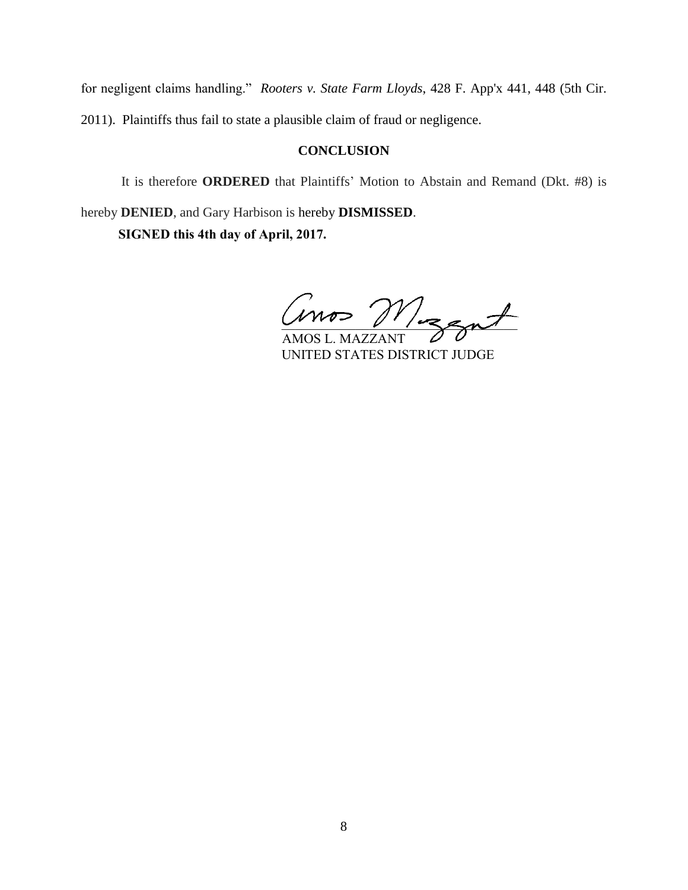for negligent claims handling." *Rooters v. State Farm Lloyds*, 428 F. App'x 441, 448 (5th Cir. 2011). Plaintiffs thus fail to state a plausible claim of fraud or negligence.

## CONCLUSION

It is therefore **ORDERED** that Plaintiffs' Motion to Abstain and Remand (Dkt. #8) is hereby **DENIED**, and Gary Harbison is hereby **DISMISSED**.

**SIGNED this 4th day of April, 2017.**

AMOS L. MAZZANT
UNITED STATES DISTRICT JUDGE